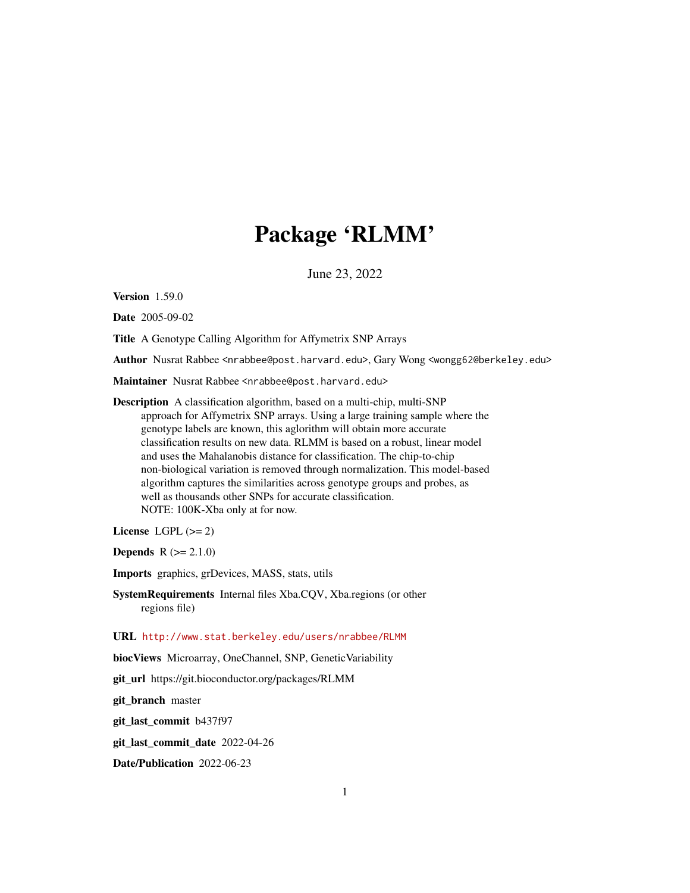# Package 'RLMM'

June 23, 2022

**Version** 1.59.0

**Date** 2005-09-02

**Title** A Genotype Calling Algorithm for Affymetrix SNP Arrays

**Author** Nusrat Rabbee <nrabbee@post.harvard.edu>, Gary Wong <wongg62@berkeley.edu>

**Maintainer** Nusrat Rabbee <nrabbee@post.harvard.edu>

**Description** A classification algorithm, based on a multi-chip, multi-SNP approach for Affymetrix SNP arrays. Using a large training sample where the genotype labels are known, this aglorithm will obtain more accurate classification results on new data. RLMM is based on a robust, linear model and uses the Mahalanobis distance for classification. The chip-to-chip non-biological variation is removed through normalization. This model-based algorithm captures the similarities across genotype groups and probes, as well as thousands other SNPs for accurate classification. NOTE: 100K-Xba only at for now.

**License** LGPL (>= 2)

**Depends** R (>= 2.1.0)

**Imports** graphics, grDevices, MASS, stats, utils

**SystemRequirements** Internal files Xba.CQV, Xba.regions (or other regions file)

**URL** http://www.stat.berkeley.edu/users/nrabbee/RLMM

**biocViews** Microarray, OneChannel, SNP, GeneticVariability

**git_url** https://git.bioconductor.org/packages/RLMM

**git_branch** master

**git_last_commit** b437f97

**git_last_commit_date** 2022-04-26

**Date/Publication** 2022-06-23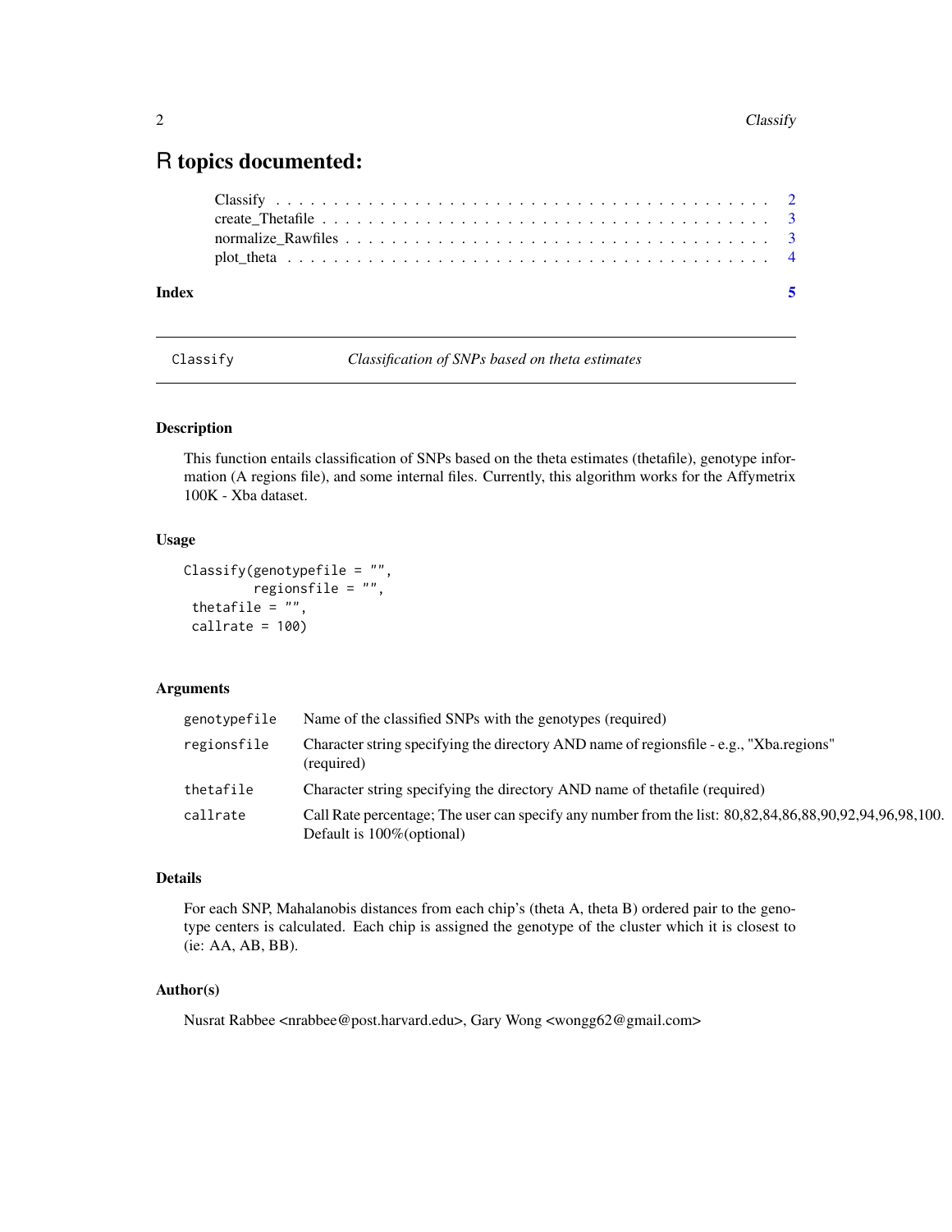# R topics documented:

Classify . . . . . . . . . . . . . . . . . . . . . . . . . . . . . . . . . . . . . . . . . . 2
create_Thetafile . . . . . . . . . . . . . . . . . . . . . . . . . . . . . . . . . . . . . . 3
normalize_Rawfiles . . . . . . . . . . . . . . . . . . . . . . . . . . . . . . . . . . . . 3
plot_theta . . . . . . . . . . . . . . . . . . . . . . . . . . . . . . . . . . . . . . . . . 4

**Index** **5**

---

Classify *Classification of SNPs based on theta estimates*

---

### Description

This function entails classification of SNPs based on the theta estimates (thetafile), genotype information (A regions file), and some internal files. Currently, this algorithm works for the Affymetrix 100K - Xba dataset.

### Usage

```
Classify(genotypefile = "",
         regionsfile = "",
 thetafile = "",
 callrate = 100)
```

### Arguments

| | |
|---|---|
| genotypefile | Name of the classified SNPs with the genotypes (required) |
| regionsfile | Character string specifying the directory AND name of regionsfile - e.g., "Xba.regions" (required) |
| thetafile | Character string specifying the directory AND name of thetafile (required) |
| callrate | Call Rate percentage; The user can specify any number from the list: 80,82,84,86,88,90,92,94,96,98,100. Default is 100%(optional) |

### Details

For each SNP, Mahalanobis distances from each chip's (theta A, theta B) ordered pair to the genotype centers is calculated. Each chip is assigned the genotype of the cluster which it is closest to (ie: AA, AB, BB).

### Author(s)

Nusrat Rabbee <nrabbee@post.harvard.edu>, Gary Wong <wongg62@gmail.com>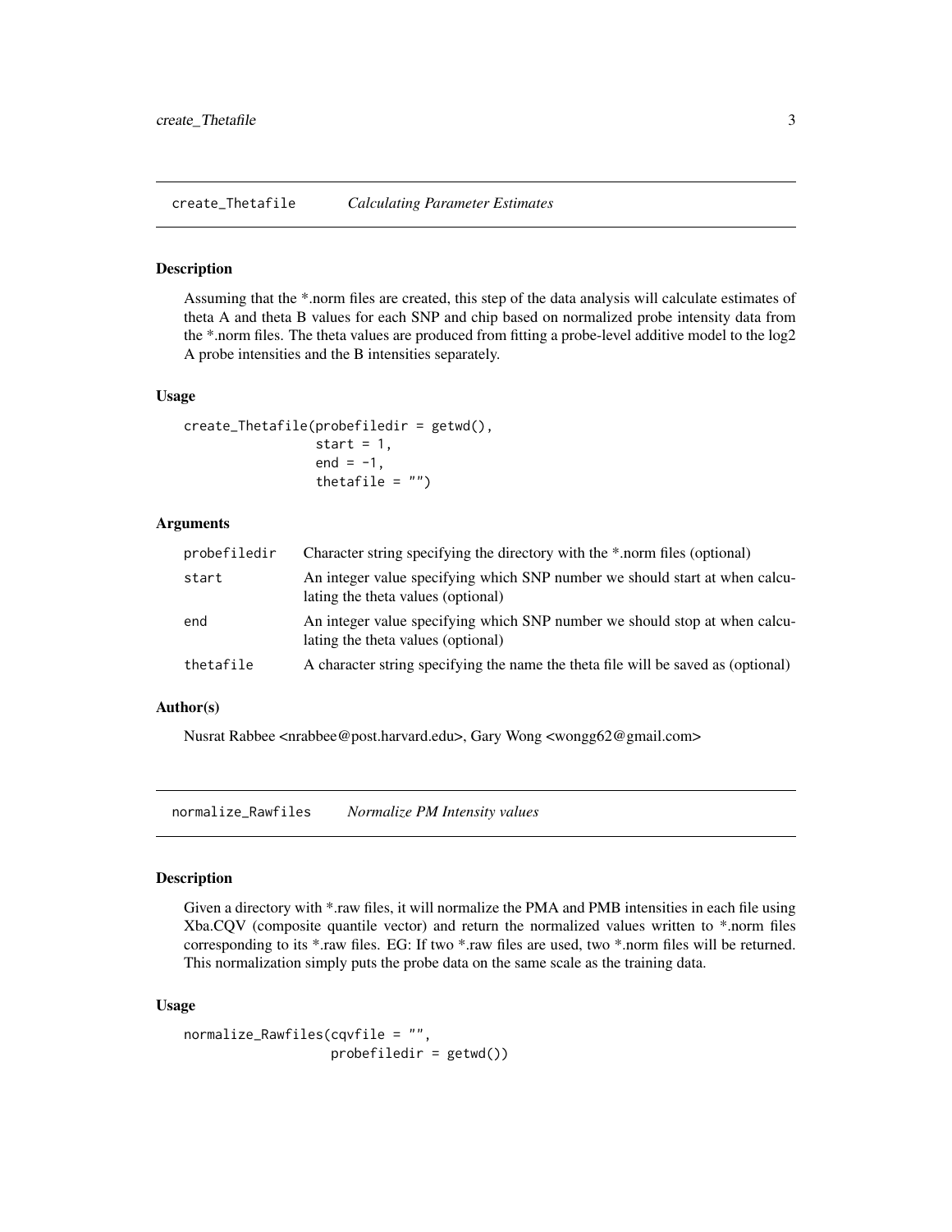## create_Thetafile *Calculating Parameter Estimates*

### Description

Assuming that the *.norm files are created, this step of the data analysis will calculate estimates of theta A and theta B values for each SNP and chip based on normalized probe intensity data from the *.norm files. The theta values are produced from fitting a probe-level additive model to the log2 A probe intensities and the B intensities separately.

### Usage

```
create_Thetafile(probefiledir = getwd(),
                 start = 1,
                 end = -1,
                 thetafile = "")
```

### Arguments

| | |
|---|---|
| probefiledir | Character string specifying the directory with the *.norm files (optional) |
| start | An integer value specifying which SNP number we should start at when calculating the theta values (optional) |
| end | An integer value specifying which SNP number we should stop at when calculating the theta values (optional) |
| thetafile | A character string specifying the name the theta file will be saved as (optional) |

### Author(s)

Nusrat Rabbee <nrabbee@post.harvard.edu>, Gary Wong <wongg62@gmail.com>

## normalize_Rawfiles *Normalize PM Intensity values*

### Description

Given a directory with *.raw files, it will normalize the PMA and PMB intensities in each file using Xba.CQV (composite quantile vector) and return the normalized values written to *.norm files corresponding to its *.raw files. EG: If two *.raw files are used, two *.norm files will be returned. This normalization simply puts the probe data on the same scale as the training data.

### Usage

```
normalize_Rawfiles(cqvfile = "",
                   probefiledir = getwd())
```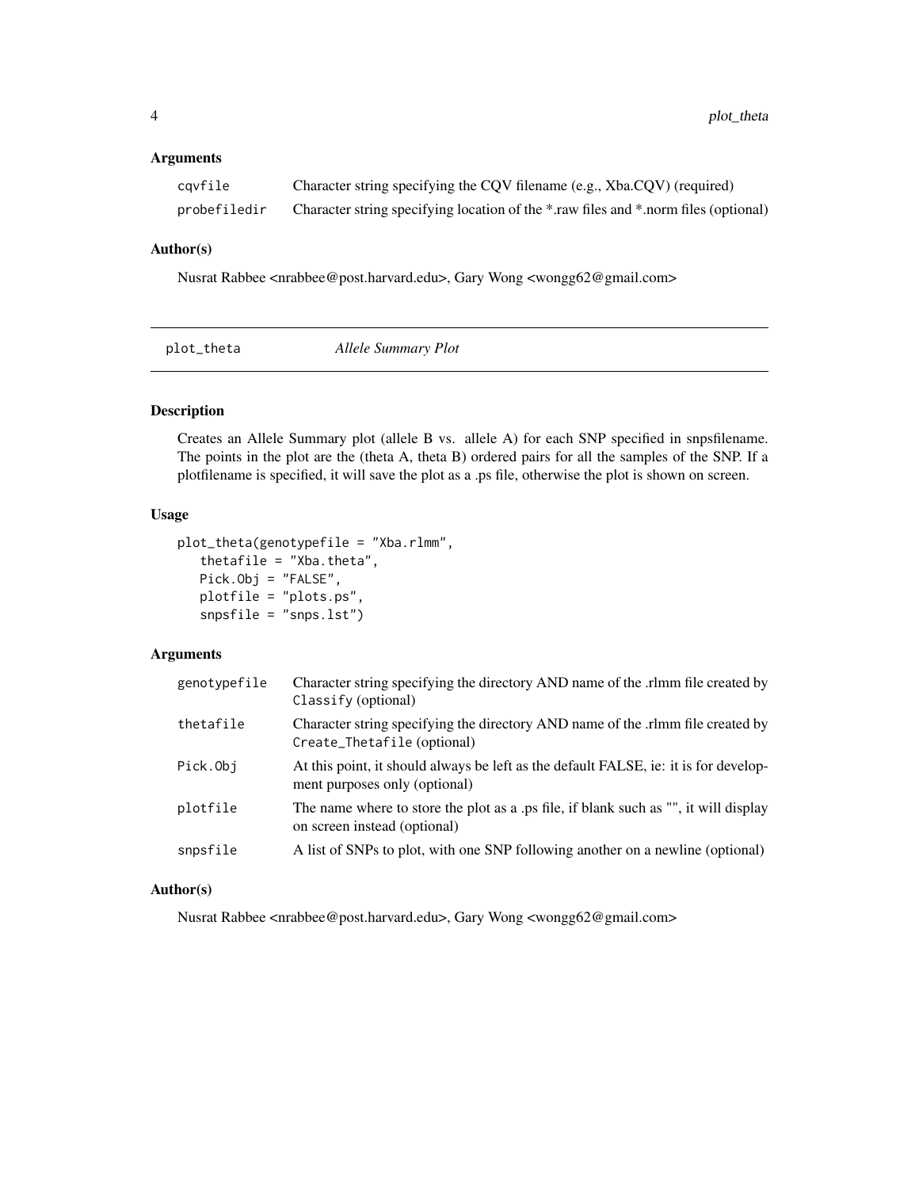### Arguments

| | |
|---|---|
| `cqvfile` | Character string specifying the CQV filename (e.g., Xba.CQV) (required) |
| `probefiledir` | Character string specifying location of the *.raw files and *.norm files (optional) |

### Author(s)

Nusrat Rabbee <nrabbee@post.harvard.edu>, Gary Wong <wongg62@gmail.com>

---

## plot_theta — *Allele Summary Plot*

---

### Description

Creates an Allele Summary plot (allele B vs. allele A) for each SNP specified in snpsfilename. The points in the plot are the (theta A, theta B) ordered pairs for all the samples of the SNP. If a plotfilename is specified, it will save the plot as a .ps file, otherwise the plot is shown on screen.

### Usage

```
plot_theta(genotypefile = "Xba.rlmm",
   thetafile = "Xba.theta",
   Pick.Obj = "FALSE",
   plotfile = "plots.ps",
   snpsfile = "snps.lst")
```

### Arguments

| | |
|---|---|
| `genotypefile` | Character string specifying the directory AND name of the .rlmm file created by `Classify` (optional) |
| `thetafile` | Character string specifying the directory AND name of the .rlmm file created by `Create_Thetafile` (optional) |
| `Pick.Obj` | At this point, it should always be left as the default FALSE, ie: it is for development purposes only (optional) |
| `plotfile` | The name where to store the plot as a .ps file, if blank such as "", it will display on screen instead (optional) |
| `snpsfile` | A list of SNPs to plot, with one SNP following another on a newline (optional) |

### Author(s)

Nusrat Rabbee <nrabbee@post.harvard.edu>, Gary Wong <wongg62@gmail.com>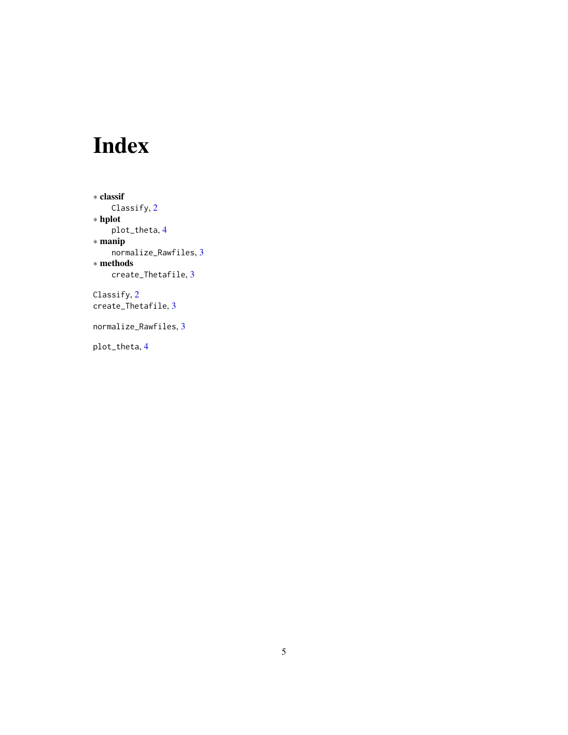# Index

∗ **classif**
    Classify, 2
∗ **hplot**
    plot_theta, 4
∗ **manip**
    normalize_Rawfiles, 3
∗ **methods**
    create_Thetafile, 3

Classify, 2
create_Thetafile, 3

normalize_Rawfiles, 3

plot_theta, 4